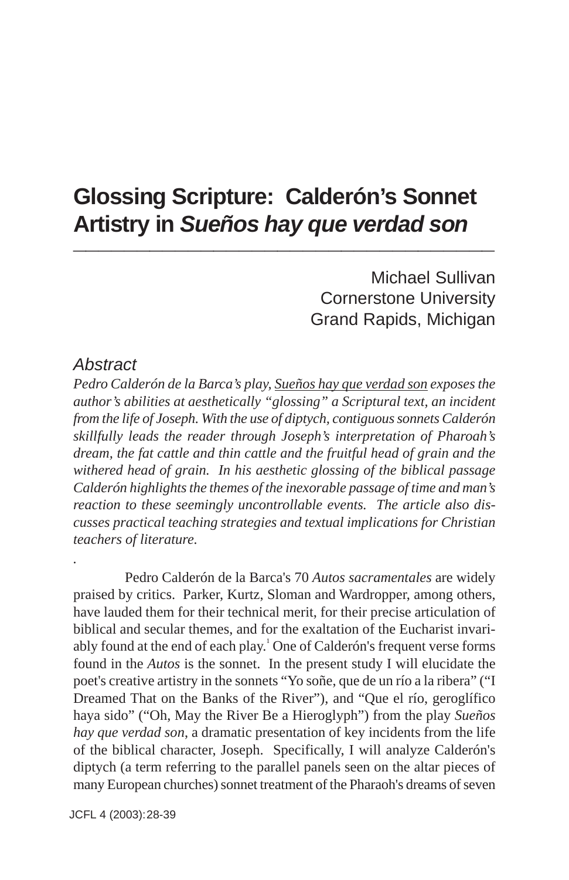# Glossing Scripture: Calderón's Sonnet Artistry in *Sueños hay que verdad son*

Michael Sullivan
Cornerstone University
Grand Rapids, Michigan

## *Abstract*

*Pedro Calderón de la Barca's play, Sueños hay que verdad son exposes the author's abilities at aesthetically "glossing" a Scriptural text, an incident from the life of Joseph. With the use of diptych, contiguous sonnets Calderón skillfully leads the reader through Joseph's interpretation of Pharoah's dream, the fat cattle and thin cattle and the fruitful head of grain and the withered head of grain. In his aesthetic glossing of the biblical passage Calderón highlights the themes of the inexorable passage of time and man's reaction to these seemingly uncontrollable events. The article also discusses practical teaching strategies and textual implications for Christian teachers of literature.*

.

Pedro Calderón de la Barca's 70 *Autos sacramentales* are widely praised by critics. Parker, Kurtz, Sloman and Wardropper, among others, have lauded them for their technical merit, for their precise articulation of biblical and secular themes, and for the exaltation of the Eucharist invariably found at the end of each play.[1] One of Calderón's frequent verse forms found in the *Autos* is the sonnet. In the present study I will elucidate the poet's creative artistry in the sonnets "Yo soñe, que de un río a la ribera" ("I Dreamed That on the Banks of the River"), and "Que el río, geroglífico haya sido" ("Oh, May the River Be a Hieroglyph") from the play *Sueños hay que verdad son*, a dramatic presentation of key incidents from the life of the biblical character, Joseph. Specifically, I will analyze Calderón's diptych (a term referring to the parallel panels seen on the altar pieces of many European churches) sonnet treatment of the Pharaoh's dreams of seven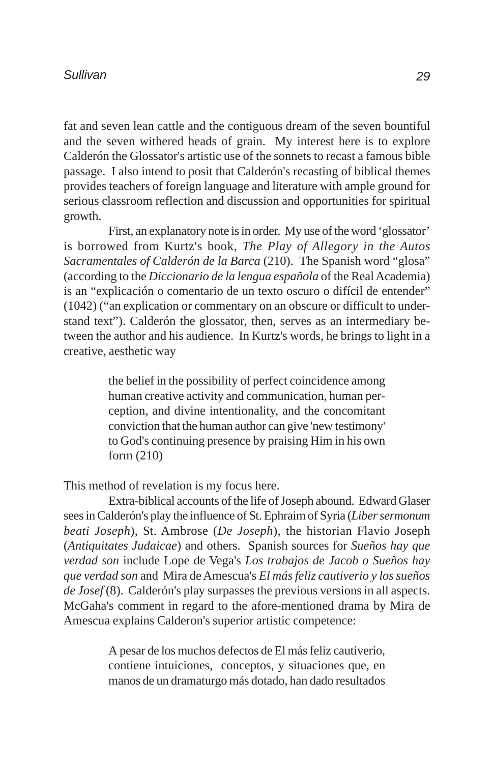fat and seven lean cattle and the contiguous dream of the seven bountiful and the seven withered heads of grain. My interest here is to explore Calderón the Glossator's artistic use of the sonnets to recast a famous bible passage. I also intend to posit that Calderón's recasting of biblical themes provides teachers of foreign language and literature with ample ground for serious classroom reflection and discussion and opportunities for spiritual growth.

First, an explanatory note is in order. My use of the word 'glossator' is borrowed from Kurtz's book, *The Play of Allegory in the Autos Sacramentales of Calderón de la Barca* (210). The Spanish word "glosa" (according to the *Diccionario de la lengua española* of the Real Academia) is an "explicación o comentario de un texto oscuro o difícil de entender" (1042) ("an explication or commentary on an obscure or difficult to understand text"). Calderón the glossator, then, serves as an intermediary between the author and his audience. In Kurtz's words, he brings to light in a creative, aesthetic way

> the belief in the possibility of perfect coincidence among human creative activity and communication, human perception, and divine intentionality, and the concomitant conviction that the human author can give 'new testimony' to God's continuing presence by praising Him in his own form (210)

This method of revelation is my focus here.

Extra-biblical accounts of the life of Joseph abound. Edward Glaser sees in Calderón's play the influence of St. Ephraim of Syria (*Liber sermonum beati Joseph*), St. Ambrose (*De Joseph*), the historian Flavio Joseph (*Antiquitates Judaicae*) and others. Spanish sources for *Sueños hay que verdad son* include Lope de Vega's *Los trabajos de Jacob o Sueños hay que verdad son* and Mira de Amescua's *El más feliz cautiverio y los sueños de Josef* (8). Calderón's play surpasses the previous versions in all aspects. McGaha's comment in regard to the afore-mentioned drama by Mira de Amescua explains Calderon's superior artistic competence:

> A pesar de los muchos defectos de El más feliz cautiverio, contiene intuiciones, conceptos, y situaciones que, en manos de un dramaturgo más dotado, han dado resultados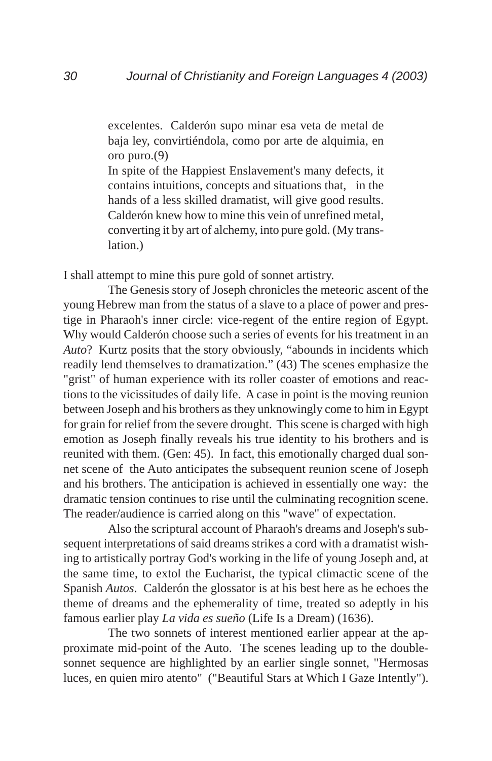> excelentes. Calderón supo minar esa veta de metal de baja ley, convirtiéndola, como por arte de alquimia, en oro puro.(9)
>
> In spite of the Happiest Enslavement's many defects, it contains intuitions, concepts and situations that, in the hands of a less skilled dramatist, will give good results. Calderón knew how to mine this vein of unrefined metal, converting it by art of alchemy, into pure gold. (My translation.)

I shall attempt to mine this pure gold of sonnet artistry.

The Genesis story of Joseph chronicles the meteoric ascent of the young Hebrew man from the status of a slave to a place of power and prestige in Pharaoh's inner circle: vice-regent of the entire region of Egypt. Why would Calderón choose such a series of events for his treatment in an *Auto*? Kurtz posits that the story obviously, "abounds in incidents which readily lend themselves to dramatization." (43) The scenes emphasize the "grist" of human experience with its roller coaster of emotions and reactions to the vicissitudes of daily life. A case in point is the moving reunion between Joseph and his brothers as they unknowingly come to him in Egypt for grain for relief from the severe drought. This scene is charged with high emotion as Joseph finally reveals his true identity to his brothers and is reunited with them. (Gen: 45). In fact, this emotionally charged dual sonnet scene of the Auto anticipates the subsequent reunion scene of Joseph and his brothers. The anticipation is achieved in essentially one way: the dramatic tension continues to rise until the culminating recognition scene. The reader/audience is carried along on this "wave" of expectation.

Also the scriptural account of Pharaoh's dreams and Joseph's subsequent interpretations of said dreams strikes a cord with a dramatist wishing to artistically portray God's working in the life of young Joseph and, at the same time, to extol the Eucharist, the typical climactic scene of the Spanish *Autos*. Calderón the glossator is at his best here as he echoes the theme of dreams and the ephemerality of time, treated so adeptly in his famous earlier play *La vida es sueño* (Life Is a Dream) (1636).

The two sonnets of interest mentioned earlier appear at the approximate mid-point of the Auto. The scenes leading up to the double-sonnet sequence are highlighted by an earlier single sonnet, "Hermosas luces, en quien miro atento" ("Beautiful Stars at Which I Gaze Intently").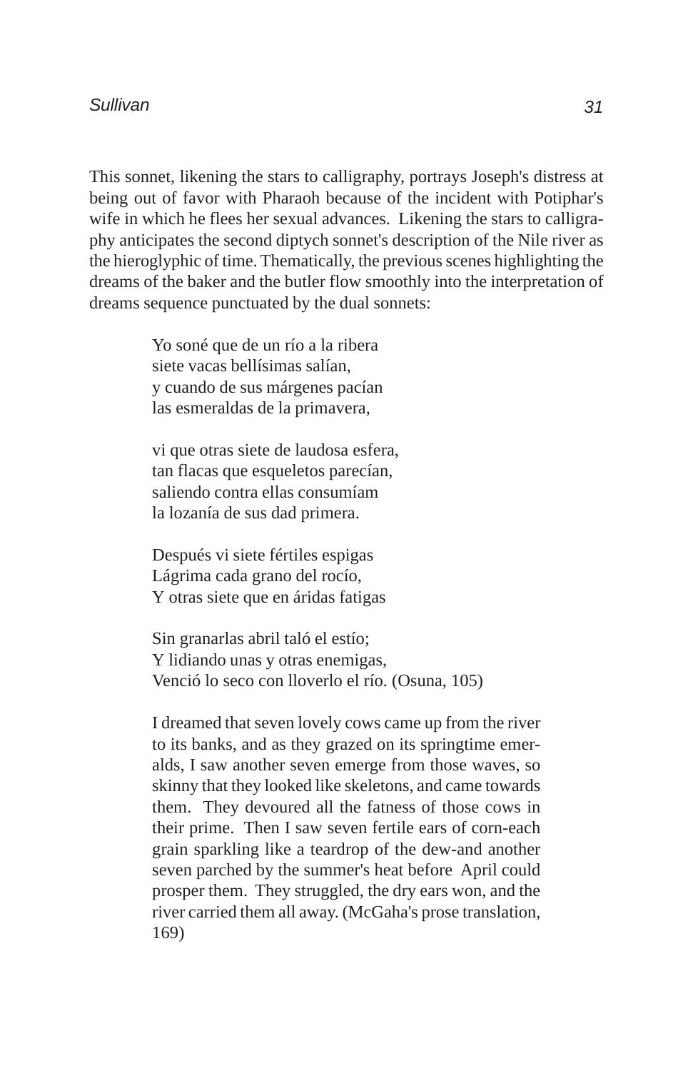This sonnet, likening the stars to calligraphy, portrays Joseph's distress at being out of favor with Pharaoh because of the incident with Potiphar's wife in which he flees her sexual advances. Likening the stars to calligraphy anticipates the second diptych sonnet's description of the Nile river as the hieroglyphic of time. Thematically, the previous scenes highlighting the dreams of the baker and the butler flow smoothly into the interpretation of dreams sequence punctuated by the dual sonnets:

> Yo soné que de un río a la ribera  
> siete vacas bellísimas salían,  
> y cuando de sus márgenes pacían  
> las esmeraldas de la primavera,
>
> vi que otras siete de laudosa esfera,  
> tan flacas que esqueletos parecían,  
> saliendo contra ellas consumíam  
> la lozanía de sus dad primera.
>
> Después vi siete fértiles espigas  
> Lágrima cada grano del rocío,  
> Y otras siete que en áridas fatigas
>
> Sin granarlas abril taló el estío;  
> Y lidiando unas y otras enemigas,  
> Venció lo seco con lloverlo el río. (Osuna, 105)

> I dreamed that seven lovely cows came up from the river to its banks, and as they grazed on its springtime emeralds, I saw another seven emerge from those waves, so skinny that they looked like skeletons, and came towards them. They devoured all the fatness of those cows in their prime. Then I saw seven fertile ears of corn-each grain sparkling like a teardrop of the dew-and another seven parched by the summer's heat before April could prosper them. They struggled, the dry ears won, and the river carried them all away. (McGaha's prose translation, 169)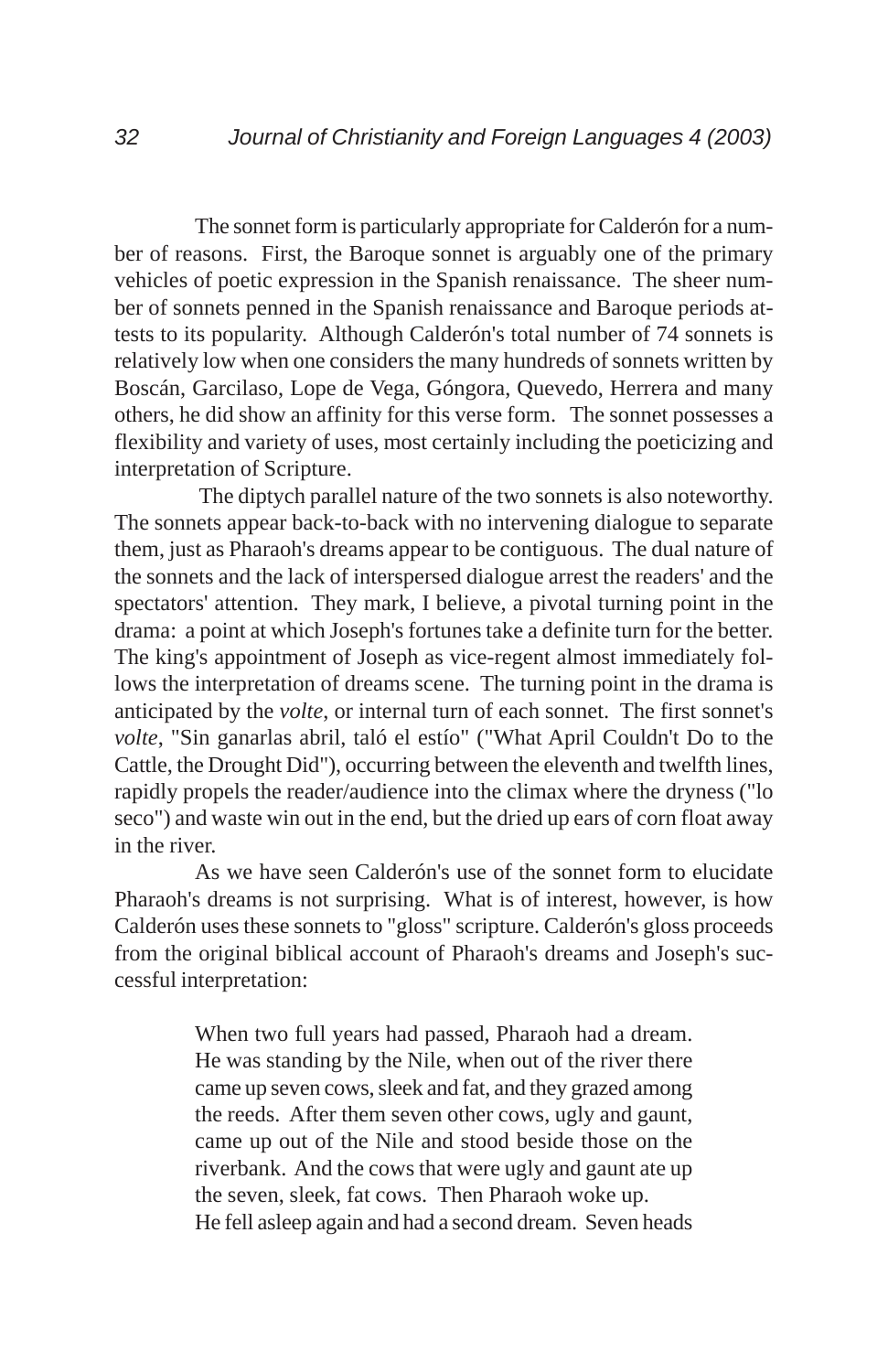The sonnet form is particularly appropriate for Calderón for a number of reasons. First, the Baroque sonnet is arguably one of the primary vehicles of poetic expression in the Spanish renaissance. The sheer number of sonnets penned in the Spanish renaissance and Baroque periods attests to its popularity. Although Calderón's total number of 74 sonnets is relatively low when one considers the many hundreds of sonnets written by Boscán, Garcilaso, Lope de Vega, Góngora, Quevedo, Herrera and many others, he did show an affinity for this verse form. The sonnet possesses a flexibility and variety of uses, most certainly including the poeticizing and interpretation of Scripture.

The diptych parallel nature of the two sonnets is also noteworthy. The sonnets appear back-to-back with no intervening dialogue to separate them, just as Pharaoh's dreams appear to be contiguous. The dual nature of the sonnets and the lack of interspersed dialogue arrest the readers' and the spectators' attention. They mark, I believe, a pivotal turning point in the drama: a point at which Joseph's fortunes take a definite turn for the better. The king's appointment of Joseph as vice-regent almost immediately follows the interpretation of dreams scene. The turning point in the drama is anticipated by the *volte*, or internal turn of each sonnet. The first sonnet's *volte*, "Sin ganarlas abril, taló el estío" ("What April Couldn't Do to the Cattle, the Drought Did"), occurring between the eleventh and twelfth lines, rapidly propels the reader/audience into the climax where the dryness ("lo seco") and waste win out in the end, but the dried up ears of corn float away in the river.

As we have seen Calderón's use of the sonnet form to elucidate Pharaoh's dreams is not surprising. What is of interest, however, is how Calderón uses these sonnets to "gloss" scripture. Calderón's gloss proceeds from the original biblical account of Pharaoh's dreams and Joseph's successful interpretation:

> When two full years had passed, Pharaoh had a dream. He was standing by the Nile, when out of the river there came up seven cows, sleek and fat, and they grazed among the reeds. After them seven other cows, ugly and gaunt, came up out of the Nile and stood beside those on the riverbank. And the cows that were ugly and gaunt ate up the seven, sleek, fat cows. Then Pharaoh woke up.
> He fell asleep again and had a second dream. Seven heads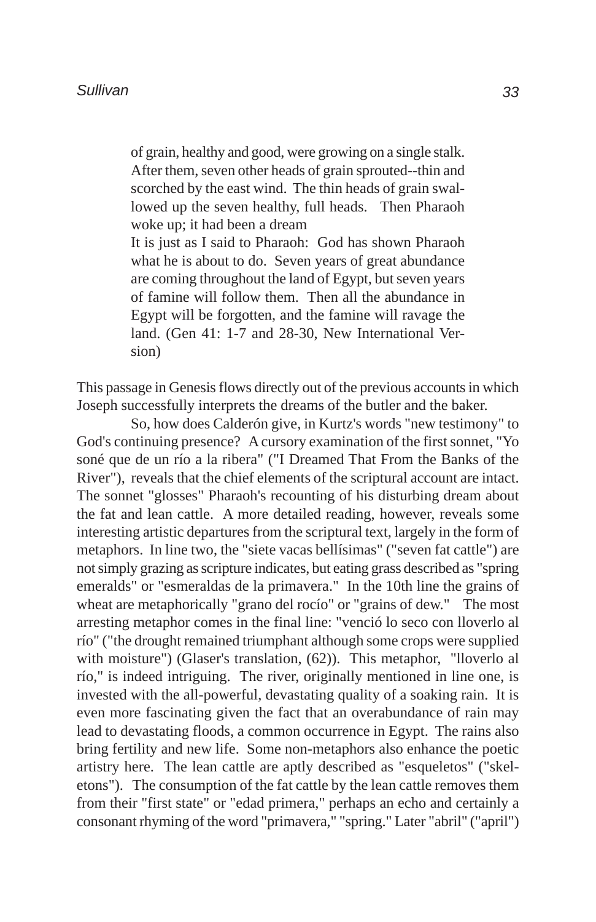> of grain, healthy and good, were growing on a single stalk. After them, seven other heads of grain sprouted--thin and scorched by the east wind. The thin heads of grain swallowed up the seven healthy, full heads. Then Pharaoh woke up; it had been a dream
>
> It is just as I said to Pharaoh: God has shown Pharaoh what he is about to do. Seven years of great abundance are coming throughout the land of Egypt, but seven years of famine will follow them. Then all the abundance in Egypt will be forgotten, and the famine will ravage the land. (Gen 41: 1-7 and 28-30, New International Version)

This passage in Genesis flows directly out of the previous accounts in which Joseph successfully interprets the dreams of the butler and the baker.

So, how does Calderón give, in Kurtz's words "new testimony" to God's continuing presence? A cursory examination of the first sonnet, "Yo soné que de un río a la ribera" ("I Dreamed That From the Banks of the River"), reveals that the chief elements of the scriptural account are intact. The sonnet "glosses" Pharaoh's recounting of his disturbing dream about the fat and lean cattle. A more detailed reading, however, reveals some interesting artistic departures from the scriptural text, largely in the form of metaphors. In line two, the "siete vacas bellísimas" ("seven fat cattle") are not simply grazing as scripture indicates, but eating grass described as "spring emeralds" or "esmeraldas de la primavera." In the 10th line the grains of wheat are metaphorically "grano del rocío" or "grains of dew." The most arresting metaphor comes in the final line: "venció lo seco con lloverlo al río" ("the drought remained triumphant although some crops were supplied with moisture") (Glaser's translation, (62)). This metaphor, "lloverlo al río," is indeed intriguing. The river, originally mentioned in line one, is invested with the all-powerful, devastating quality of a soaking rain. It is even more fascinating given the fact that an overabundance of rain may lead to devastating floods, a common occurrence in Egypt. The rains also bring fertility and new life. Some non-metaphors also enhance the poetic artistry here. The lean cattle are aptly described as "esqueletos" ("skeletons"). The consumption of the fat cattle by the lean cattle removes them from their "first state" or "edad primera," perhaps an echo and certainly a consonant rhyming of the word "primavera," "spring." Later "abril" ("april")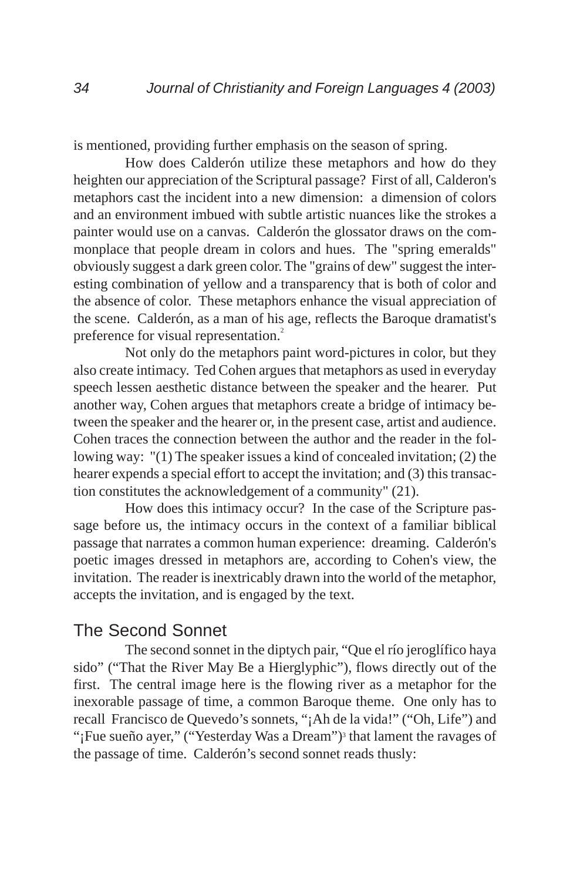is mentioned, providing further emphasis on the season of spring.

How does Calderón utilize these metaphors and how do they heighten our appreciation of the Scriptural passage? First of all, Calderon's metaphors cast the incident into a new dimension: a dimension of colors and an environment imbued with subtle artistic nuances like the strokes a painter would use on a canvas. Calderón the glossator draws on the commonplace that people dream in colors and hues. The "spring emeralds" obviously suggest a dark green color. The "grains of dew" suggest the interesting combination of yellow and a transparency that is both of color and the absence of color. These metaphors enhance the visual appreciation of the scene. Calderón, as a man of his age, reflects the Baroque dramatist's preference for visual representation.[2]

Not only do the metaphors paint word-pictures in color, but they also create intimacy. Ted Cohen argues that metaphors as used in everyday speech lessen aesthetic distance between the speaker and the hearer. Put another way, Cohen argues that metaphors create a bridge of intimacy between the speaker and the hearer or, in the present case, artist and audience. Cohen traces the connection between the author and the reader in the following way: "(1) The speaker issues a kind of concealed invitation; (2) the hearer expends a special effort to accept the invitation; and (3) this transaction constitutes the acknowledgement of a community" (21).

How does this intimacy occur? In the case of the Scripture passage before us, the intimacy occurs in the context of a familiar biblical passage that narrates a common human experience: dreaming. Calderón's poetic images dressed in metaphors are, according to Cohen's view, the invitation. The reader is inextricably drawn into the world of the metaphor, accepts the invitation, and is engaged by the text.

## The Second Sonnet

The second sonnet in the diptych pair, "Que el río jeroglífico haya sido" ("That the River May Be a Hierglyphic"), flows directly out of the first. The central image here is the flowing river as a metaphor for the inexorable passage of time, a common Baroque theme. One only has to recall Francisco de Quevedo's sonnets, "¡Ah de la vida!" ("Oh, Life") and "¡Fue sueño ayer," ("Yesterday Was a Dream")[3] that lament the ravages of the passage of time. Calderón's second sonnet reads thusly: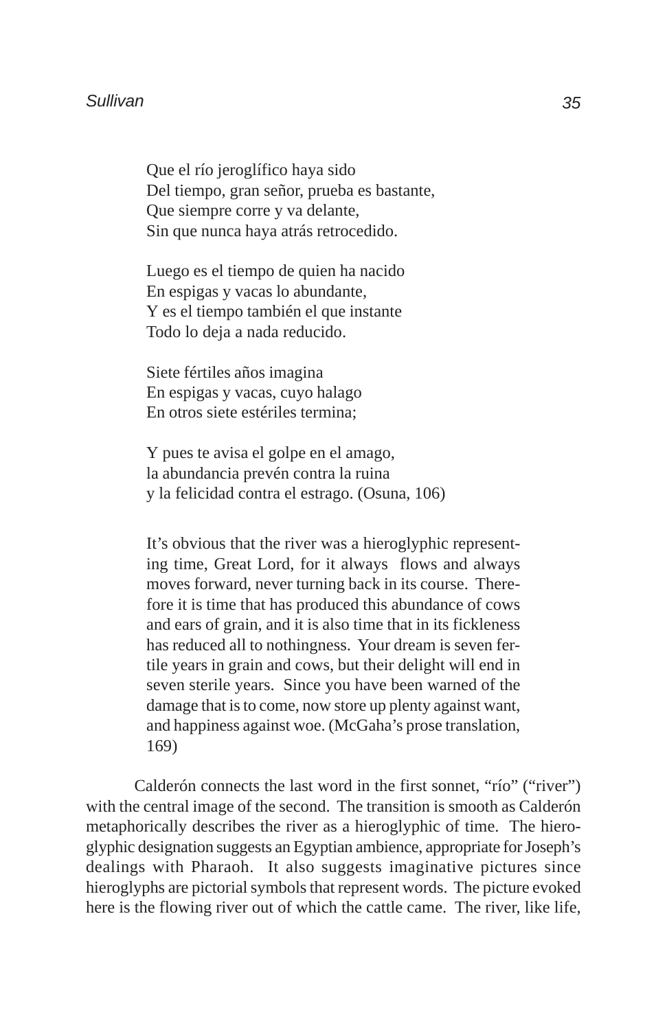> Que el río jeroglífico haya sido  
> Del tiempo, gran señor, prueba es bastante,  
> Que siempre corre y va delante,  
> Sin que nunca haya atrás retrocedido.
>
> Luego es el tiempo de quien ha nacido  
> En espigas y vacas lo abundante,  
> Y es el tiempo también el que instante  
> Todo lo deja a nada reducido.
>
> Siete fértiles años imagina  
> En espigas y vacas, cuyo halago  
> En otros siete estériles termina;
>
> Y pues te avisa el golpe en el amago,  
> la abundancia prevén contra la ruina  
> y la felicidad contra el estrago. (Osuna, 106)

> It's obvious that the river was a hieroglyphic representing time, Great Lord, for it always flows and always moves forward, never turning back in its course. Therefore it is time that has produced this abundance of cows and ears of grain, and it is also time that in its fickleness has reduced all to nothingness. Your dream is seven fertile years in grain and cows, but their delight will end in seven sterile years. Since you have been warned of the damage that is to come, now store up plenty against want, and happiness against woe. (McGaha's prose translation, 169)

Calderón connects the last word in the first sonnet, "río" ("river") with the central image of the second. The transition is smooth as Calderón metaphorically describes the river as a hieroglyphic of time. The hieroglyphic designation suggests an Egyptian ambience, appropriate for Joseph's dealings with Pharaoh. It also suggests imaginative pictures since hieroglyphs are pictorial symbols that represent words. The picture evoked here is the flowing river out of which the cattle came. The river, like life,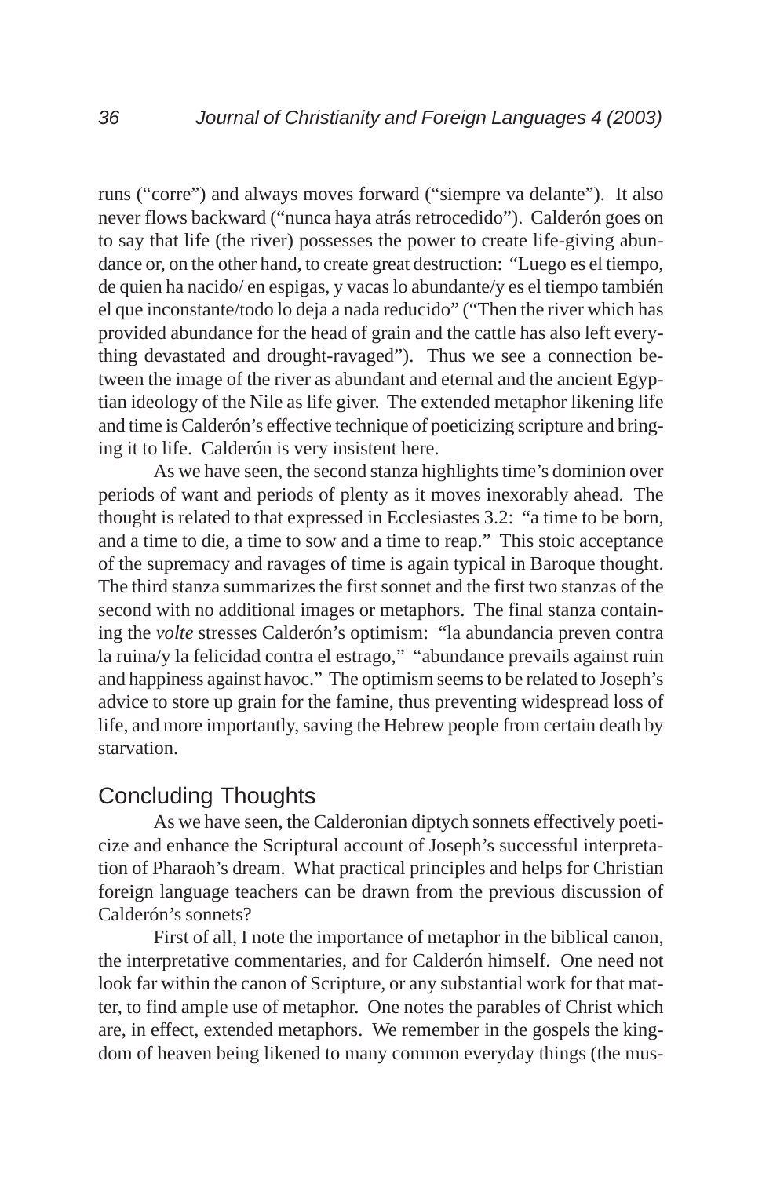runs ("corre") and always moves forward ("siempre va delante"). It also never flows backward ("nunca haya atrás retrocedido"). Calderón goes on to say that life (the river) possesses the power to create life-giving abundance or, on the other hand, to create great destruction: "Luego es el tiempo, de quien ha nacido/ en espigas, y vacas lo abundante/y es el tiempo también el que inconstante/todo lo deja a nada reducido" ("Then the river which has provided abundance for the head of grain and the cattle has also left everything devastated and drought-ravaged"). Thus we see a connection between the image of the river as abundant and eternal and the ancient Egyptian ideology of the Nile as life giver. The extended metaphor likening life and time is Calderón's effective technique of poeticizing scripture and bringing it to life. Calderón is very insistent here.

As we have seen, the second stanza highlights time's dominion over periods of want and periods of plenty as it moves inexorably ahead. The thought is related to that expressed in Ecclesiastes 3.2: "a time to be born, and a time to die, a time to sow and a time to reap." This stoic acceptance of the supremacy and ravages of time is again typical in Baroque thought. The third stanza summarizes the first sonnet and the first two stanzas of the second with no additional images or metaphors. The final stanza containing the *volte* stresses Calderón's optimism: "la abundancia preven contra la ruina/y la felicidad contra el estrago," "abundance prevails against ruin and happiness against havoc." The optimism seems to be related to Joseph's advice to store up grain for the famine, thus preventing widespread loss of life, and more importantly, saving the Hebrew people from certain death by starvation.

## Concluding Thoughts

As we have seen, the Calderonian diptych sonnets effectively poeticize and enhance the Scriptural account of Joseph's successful interpretation of Pharaoh's dream. What practical principles and helps for Christian foreign language teachers can be drawn from the previous discussion of Calderón's sonnets?

First of all, I note the importance of metaphor in the biblical canon, the interpretative commentaries, and for Calderón himself. One need not look far within the canon of Scripture, or any substantial work for that matter, to find ample use of metaphor. One notes the parables of Christ which are, in effect, extended metaphors. We remember in the gospels the kingdom of heaven being likened to many common everyday things (the mus-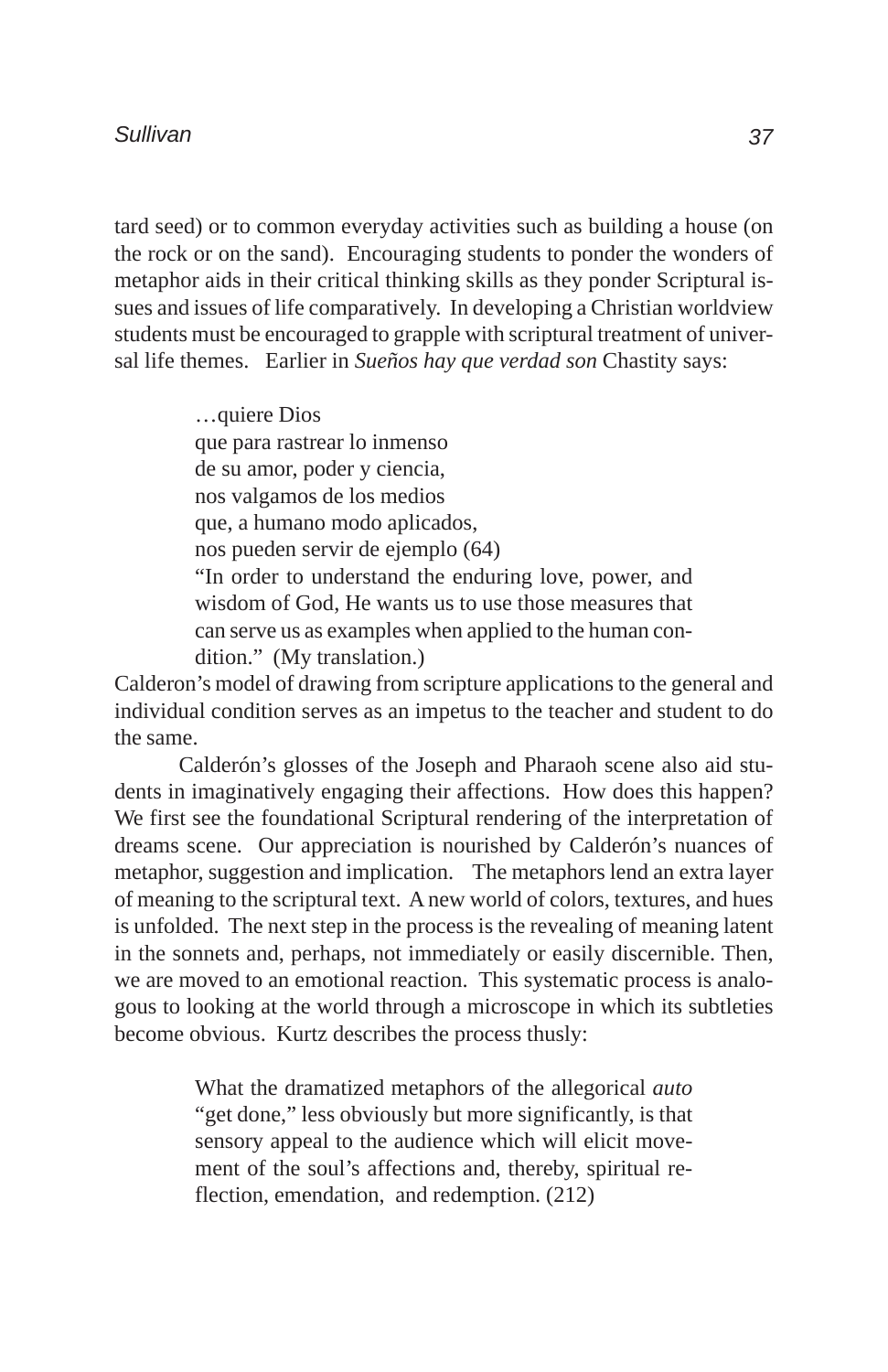tard seed) or to common everyday activities such as building a house (on the rock or on the sand). Encouraging students to ponder the wonders of metaphor aids in their critical thinking skills as they ponder Scriptural issues and issues of life comparatively. In developing a Christian worldview students must be encouraged to grapple with scriptural treatment of universal life themes. Earlier in *Sueños hay que verdad son* Chastity says:

> …quiere Dios
> que para rastrear lo inmenso
> de su amor, poder y ciencia,
> nos valgamos de los medios
> que, a humano modo aplicados,
> nos pueden servir de ejemplo (64)
>
> "In order to understand the enduring love, power, and wisdom of God, He wants us to use those measures that can serve us as examples when applied to the human condition." (My translation.)

Calderon's model of drawing from scripture applications to the general and individual condition serves as an impetus to the teacher and student to do the same.

Calderón's glosses of the Joseph and Pharaoh scene also aid students in imaginatively engaging their affections. How does this happen? We first see the foundational Scriptural rendering of the interpretation of dreams scene. Our appreciation is nourished by Calderón's nuances of metaphor, suggestion and implication. The metaphors lend an extra layer of meaning to the scriptural text. A new world of colors, textures, and hues is unfolded. The next step in the process is the revealing of meaning latent in the sonnets and, perhaps, not immediately or easily discernible. Then, we are moved to an emotional reaction. This systematic process is analogous to looking at the world through a microscope in which its subtleties become obvious. Kurtz describes the process thusly:

> What the dramatized metaphors of the allegorical *auto* "get done," less obviously but more significantly, is that sensory appeal to the audience which will elicit movement of the soul's affections and, thereby, spiritual reflection, emendation, and redemption. (212)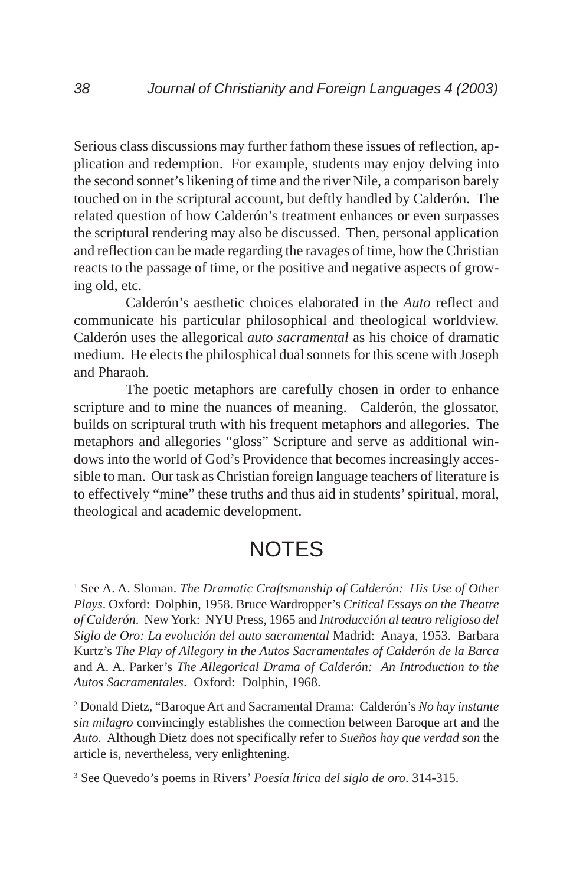Serious class discussions may further fathom these issues of reflection, application and redemption. For example, students may enjoy delving into the second sonnet's likening of time and the river Nile, a comparison barely touched on in the scriptural account, but deftly handled by Calderón. The related question of how Calderón's treatment enhances or even surpasses the scriptural rendering may also be discussed. Then, personal application and reflection can be made regarding the ravages of time, how the Christian reacts to the passage of time, or the positive and negative aspects of growing old, etc.

Calderón's aesthetic choices elaborated in the *Auto* reflect and communicate his particular philosophical and theological worldview. Calderón uses the allegorical *auto sacramental* as his choice of dramatic medium. He elects the philosphical dual sonnets for this scene with Joseph and Pharaoh.

The poetic metaphors are carefully chosen in order to enhance scripture and to mine the nuances of meaning. Calderón, the glossator, builds on scriptural truth with his frequent metaphors and allegories. The metaphors and allegories "gloss" Scripture and serve as additional windows into the world of God's Providence that becomes increasingly accessible to man. Our task as Christian foreign language teachers of literature is to effectively "mine" these truths and thus aid in students' spiritual, moral, theological and academic development.

# NOTES

[1] See A. A. Sloman. *The Dramatic Craftsmanship of Calderón: His Use of Other Plays*. Oxford: Dolphin, 1958. Bruce Wardropper's *Critical Essays on the Theatre of Calderón*. New York: NYU Press, 1965 and *Introducción al teatro religioso del Siglo de Oro: La evolución del auto sacramental* Madrid: Anaya, 1953. Barbara Kurtz's *The Play of Allegory in the Autos Sacramentales of Calderón de la Barca* and A. A. Parker's *The Allegorical Drama of Calderón: An Introduction to the Autos Sacramentales*. Oxford: Dolphin, 1968.

[2] Donald Dietz, "Baroque Art and Sacramental Drama: Calderón's *No hay instante sin milagro* convincingly establishes the connection between Baroque art and the *Auto.* Although Dietz does not specifically refer to *Sueños hay que verdad son* the article is, nevertheless, very enlightening.

[3] See Quevedo's poems in Rivers' *Poesía lírica del siglo de oro*. 314-315.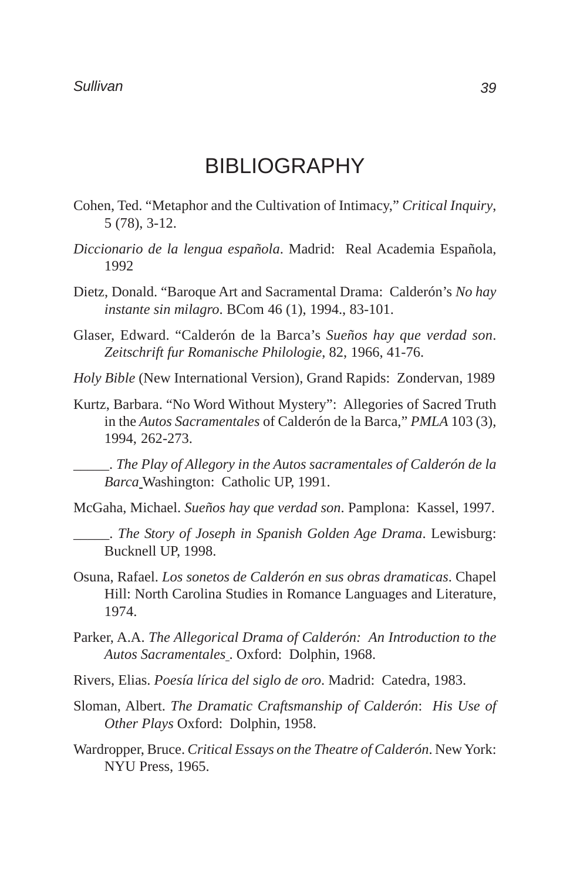# BIBLIOGRAPHY

Cohen, Ted. "Metaphor and the Cultivation of Intimacy," *Critical Inquiry*, 5 (78), 3-12.

*Diccionario de la lengua española*. Madrid: Real Academia Española, 1992

Dietz, Donald. "Baroque Art and Sacramental Drama: Calderón's *No hay instante sin milagro*. BCom 46 (1), 1994., 83-101.

Glaser, Edward. "Calderón de la Barca's *Sueños hay que verdad son*. *Zeitschrift fur Romanische Philologie*, 82, 1966, 41-76.

*Holy Bible* (New International Version), Grand Rapids: Zondervan, 1989

Kurtz, Barbara. "No Word Without Mystery": Allegories of Sacred Truth in the *Autos Sacramentales* of Calderón de la Barca," *PMLA* 103 (3), 1994, 262-273.

_____. *The Play of Allegory in the Autos sacramentales of Calderón de la Barca* Washington: Catholic UP, 1991.

McGaha, Michael. *Sueños hay que verdad son*. Pamplona: Kassel, 1997.

_____. *The Story of Joseph in Spanish Golden Age Drama*. Lewisburg: Bucknell UP, 1998.

Osuna, Rafael. *Los sonetos de Calderón en sus obras dramaticas*. Chapel Hill: North Carolina Studies in Romance Languages and Literature, 1974.

Parker, A.A. *The Allegorical Drama of Calderón: An Introduction to the Autos Sacramentales* . Oxford: Dolphin, 1968.

Rivers, Elias. *Poesía lírica del siglo de oro*. Madrid: Catedra, 1983.

Sloman, Albert. *The Dramatic Craftsmanship of Calderón*: *His Use of Other Plays* Oxford: Dolphin, 1958.

Wardropper, Bruce. *Critical Essays on the Theatre of Calderón*. New York: NYU Press, 1965.